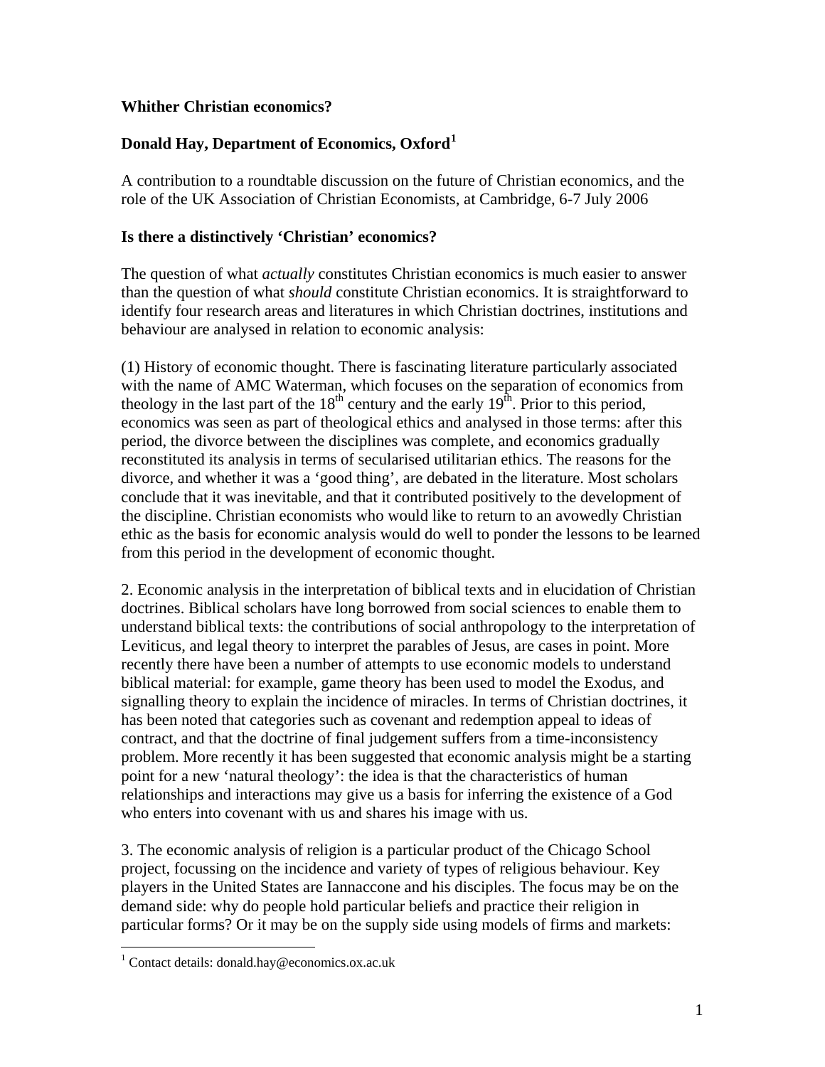# Whither Christian economics?

## Donald Hay, Department of Economics, Oxford[1]

A contribution to a roundtable discussion on the future of Christian economics, and the role of the UK Association of Christian Economists, at Cambridge, 6-7 July 2006

### Is there a distinctively 'Christian' economics?

The question of what *actually* constitutes Christian economics is much easier to answer than the question of what *should* constitute Christian economics. It is straightforward to identify four research areas and literatures in which Christian doctrines, institutions and behaviour are analysed in relation to economic analysis:

(1) History of economic thought. There is fascinating literature particularly associated with the name of AMC Waterman, which focuses on the separation of economics from theology in the last part of the 18th century and the early 19th. Prior to this period, economics was seen as part of theological ethics and analysed in those terms: after this period, the divorce between the disciplines was complete, and economics gradually reconstituted its analysis in terms of secularised utilitarian ethics. The reasons for the divorce, and whether it was a 'good thing', are debated in the literature. Most scholars conclude that it was inevitable, and that it contributed positively to the development of the discipline. Christian economists who would like to return to an avowedly Christian ethic as the basis for economic analysis would do well to ponder the lessons to be learned from this period in the development of economic thought.

2. Economic analysis in the interpretation of biblical texts and in elucidation of Christian doctrines. Biblical scholars have long borrowed from social sciences to enable them to understand biblical texts: the contributions of social anthropology to the interpretation of Leviticus, and legal theory to interpret the parables of Jesus, are cases in point. More recently there have been a number of attempts to use economic models to understand biblical material: for example, game theory has been used to model the Exodus, and signalling theory to explain the incidence of miracles. In terms of Christian doctrines, it has been noted that categories such as covenant and redemption appeal to ideas of contract, and that the doctrine of final judgement suffers from a time-inconsistency problem. More recently it has been suggested that economic analysis might be a starting point for a new 'natural theology': the idea is that the characteristics of human relationships and interactions may give us a basis for inferring the existence of a God who enters into covenant with us and shares his image with us.

3. The economic analysis of religion is a particular product of the Chicago School project, focussing on the incidence and variety of types of religious behaviour. Key players in the United States are Iannaccone and his disciples. The focus may be on the demand side: why do people hold particular beliefs and practice their religion in particular forms? Or it may be on the supply side using models of firms and markets:

[1] Contact details: donald.hay@economics.ox.ac.uk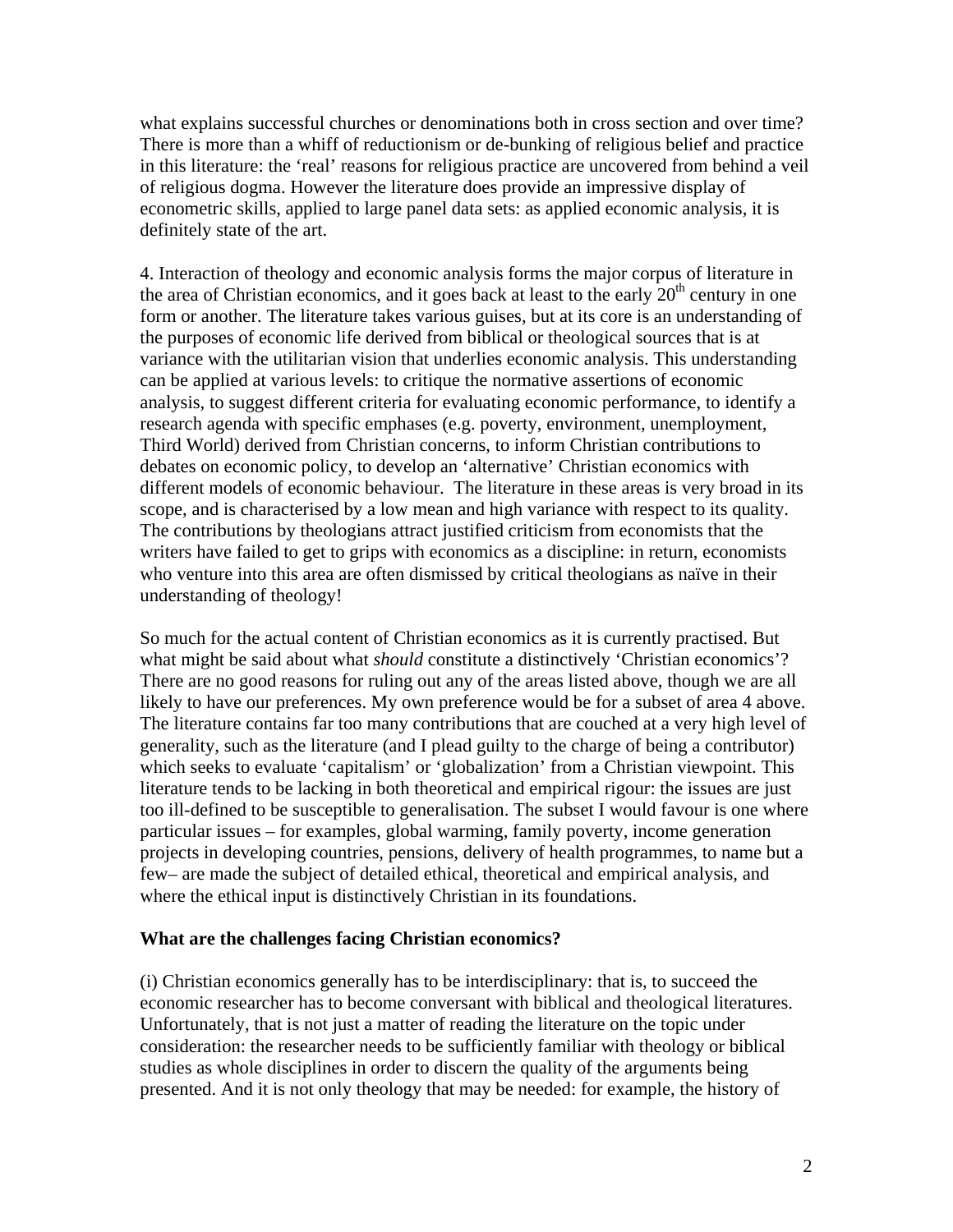what explains successful churches or denominations both in cross section and over time? There is more than a whiff of reductionism or de-bunking of religious belief and practice in this literature: the 'real' reasons for religious practice are uncovered from behind a veil of religious dogma. However the literature does provide an impressive display of econometric skills, applied to large panel data sets: as applied economic analysis, it is definitely state of the art.

4. Interaction of theology and economic analysis forms the major corpus of literature in the area of Christian economics, and it goes back at least to the early 20th century in one form or another. The literature takes various guises, but at its core is an understanding of the purposes of economic life derived from biblical or theological sources that is at variance with the utilitarian vision that underlies economic analysis. This understanding can be applied at various levels: to critique the normative assertions of economic analysis, to suggest different criteria for evaluating economic performance, to identify a research agenda with specific emphases (e.g. poverty, environment, unemployment, Third World) derived from Christian concerns, to inform Christian contributions to debates on economic policy, to develop an 'alternative' Christian economics with different models of economic behaviour. The literature in these areas is very broad in its scope, and is characterised by a low mean and high variance with respect to its quality. The contributions by theologians attract justified criticism from economists that the writers have failed to get to grips with economics as a discipline: in return, economists who venture into this area are often dismissed by critical theologians as naïve in their understanding of theology!

So much for the actual content of Christian economics as it is currently practised. But what might be said about what *should* constitute a distinctively 'Christian economics'? There are no good reasons for ruling out any of the areas listed above, though we are all likely to have our preferences. My own preference would be for a subset of area 4 above. The literature contains far too many contributions that are couched at a very high level of generality, such as the literature (and I plead guilty to the charge of being a contributor) which seeks to evaluate 'capitalism' or 'globalization' from a Christian viewpoint. This literature tends to be lacking in both theoretical and empirical rigour: the issues are just too ill-defined to be susceptible to generalisation. The subset I would favour is one where particular issues – for examples, global warming, family poverty, income generation projects in developing countries, pensions, delivery of health programmes, to name but a few– are made the subject of detailed ethical, theoretical and empirical analysis, and where the ethical input is distinctively Christian in its foundations.

**What are the challenges facing Christian economics?**

(i) Christian economics generally has to be interdisciplinary: that is, to succeed the economic researcher has to become conversant with biblical and theological literatures. Unfortunately, that is not just a matter of reading the literature on the topic under consideration: the researcher needs to be sufficiently familiar with theology or biblical studies as whole disciplines in order to discern the quality of the arguments being presented. And it is not only theology that may be needed: for example, the history of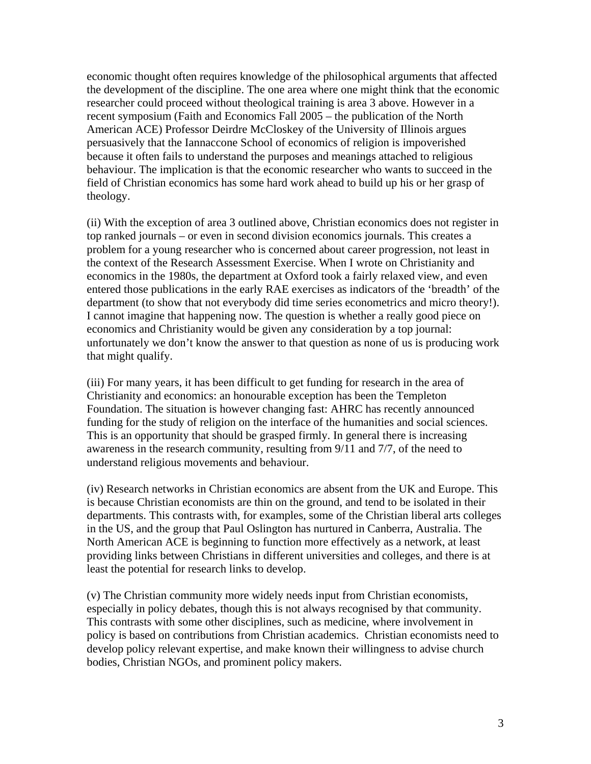economic thought often requires knowledge of the philosophical arguments that affected the development of the discipline. The one area where one might think that the economic researcher could proceed without theological training is area 3 above. However in a recent symposium (Faith and Economics Fall 2005 – the publication of the North American ACE) Professor Deirdre McCloskey of the University of Illinois argues persuasively that the Iannaccone School of economics of religion is impoverished because it often fails to understand the purposes and meanings attached to religious behaviour. The implication is that the economic researcher who wants to succeed in the field of Christian economics has some hard work ahead to build up his or her grasp of theology.

(ii) With the exception of area 3 outlined above, Christian economics does not register in top ranked journals – or even in second division economics journals. This creates a problem for a young researcher who is concerned about career progression, not least in the context of the Research Assessment Exercise. When I wrote on Christianity and economics in the 1980s, the department at Oxford took a fairly relaxed view, and even entered those publications in the early RAE exercises as indicators of the 'breadth' of the department (to show that not everybody did time series econometrics and micro theory!). I cannot imagine that happening now. The question is whether a really good piece on economics and Christianity would be given any consideration by a top journal: unfortunately we don't know the answer to that question as none of us is producing work that might qualify.

(iii) For many years, it has been difficult to get funding for research in the area of Christianity and economics: an honourable exception has been the Templeton Foundation. The situation is however changing fast: AHRC has recently announced funding for the study of religion on the interface of the humanities and social sciences. This is an opportunity that should be grasped firmly. In general there is increasing awareness in the research community, resulting from 9/11 and 7/7, of the need to understand religious movements and behaviour.

(iv) Research networks in Christian economics are absent from the UK and Europe. This is because Christian economists are thin on the ground, and tend to be isolated in their departments. This contrasts with, for examples, some of the Christian liberal arts colleges in the US, and the group that Paul Oslington has nurtured in Canberra, Australia. The North American ACE is beginning to function more effectively as a network, at least providing links between Christians in different universities and colleges, and there is at least the potential for research links to develop.

(v) The Christian community more widely needs input from Christian economists, especially in policy debates, though this is not always recognised by that community. This contrasts with some other disciplines, such as medicine, where involvement in policy is based on contributions from Christian academics. Christian economists need to develop policy relevant expertise, and make known their willingness to advise church bodies, Christian NGOs, and prominent policy makers.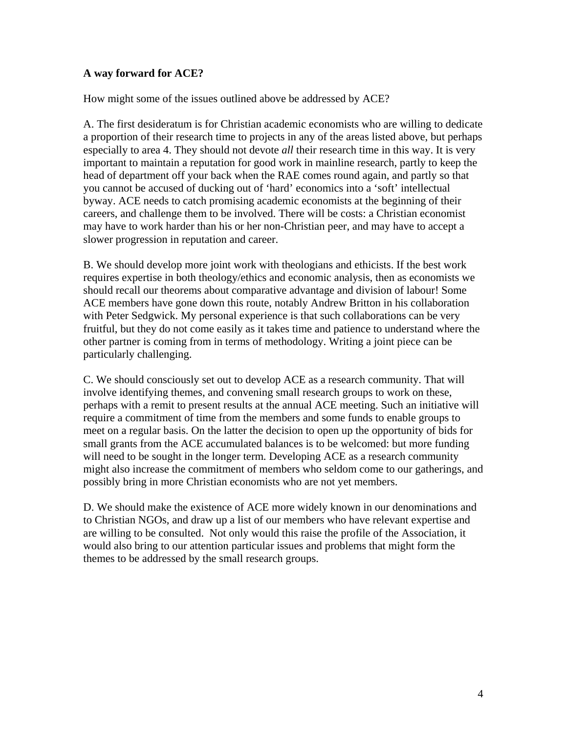**A way forward for ACE?**

How might some of the issues outlined above be addressed by ACE?

A. The first desideratum is for Christian academic economists who are willing to dedicate a proportion of their research time to projects in any of the areas listed above, but perhaps especially to area 4. They should not devote *all* their research time in this way. It is very important to maintain a reputation for good work in mainline research, partly to keep the head of department off your back when the RAE comes round again, and partly so that you cannot be accused of ducking out of 'hard' economics into a 'soft' intellectual byway. ACE needs to catch promising academic economists at the beginning of their careers, and challenge them to be involved. There will be costs: a Christian economist may have to work harder than his or her non-Christian peer, and may have to accept a slower progression in reputation and career.

B. We should develop more joint work with theologians and ethicists. If the best work requires expertise in both theology/ethics and economic analysis, then as economists we should recall our theorems about comparative advantage and division of labour! Some ACE members have gone down this route, notably Andrew Britton in his collaboration with Peter Sedgwick. My personal experience is that such collaborations can be very fruitful, but they do not come easily as it takes time and patience to understand where the other partner is coming from in terms of methodology. Writing a joint piece can be particularly challenging.

C. We should consciously set out to develop ACE as a research community. That will involve identifying themes, and convening small research groups to work on these, perhaps with a remit to present results at the annual ACE meeting. Such an initiative will require a commitment of time from the members and some funds to enable groups to meet on a regular basis. On the latter the decision to open up the opportunity of bids for small grants from the ACE accumulated balances is to be welcomed: but more funding will need to be sought in the longer term. Developing ACE as a research community might also increase the commitment of members who seldom come to our gatherings, and possibly bring in more Christian economists who are not yet members.

D. We should make the existence of ACE more widely known in our denominations and to Christian NGOs, and draw up a list of our members who have relevant expertise and are willing to be consulted. Not only would this raise the profile of the Association, it would also bring to our attention particular issues and problems that might form the themes to be addressed by the small research groups.